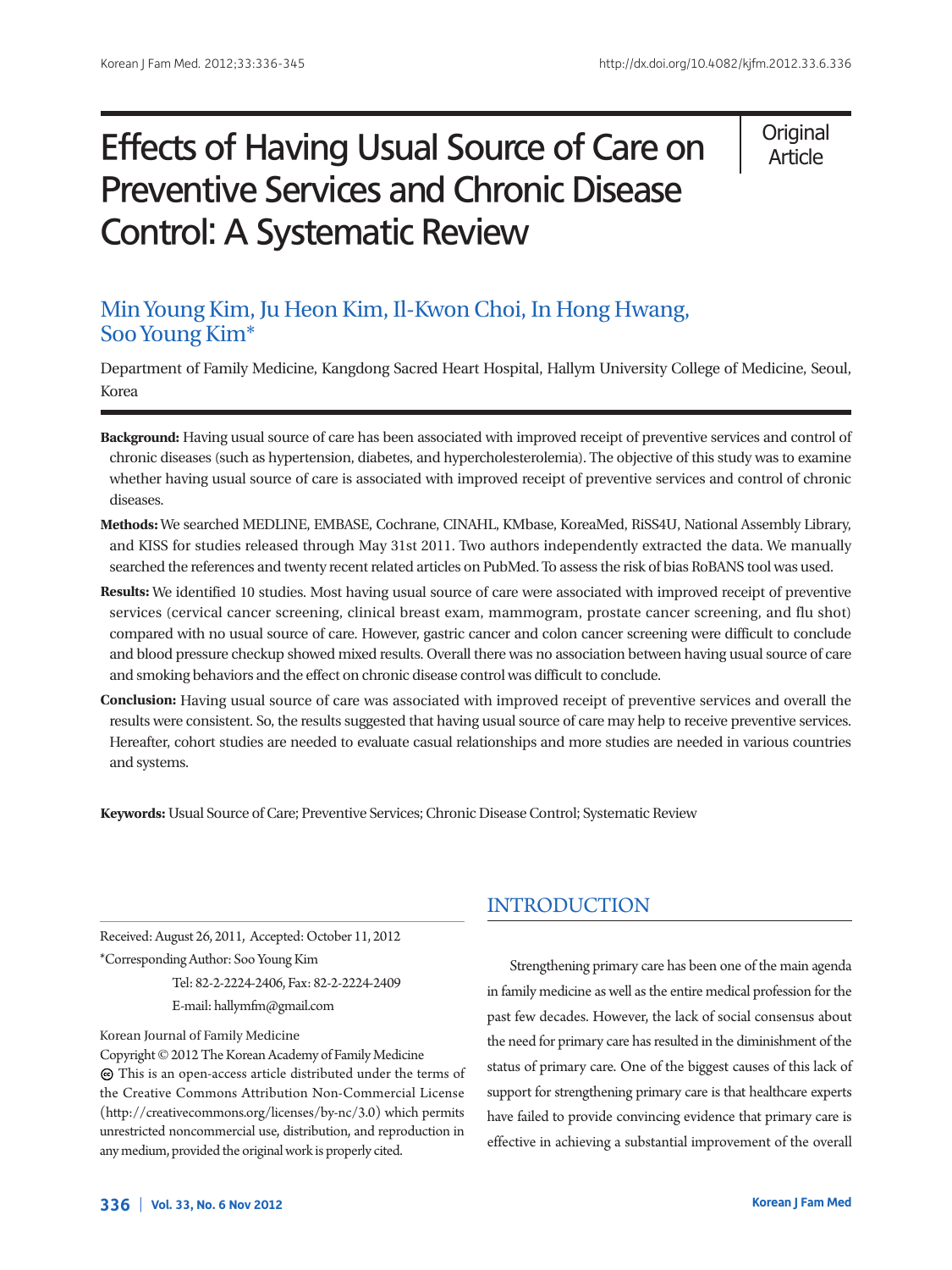# Effects of Having Usual Source of Care on Preventive Services and Chronic Disease Control: A Systematic Review

Original Article

Min Young Kim, Ju Heon Kim, Il-Kwon Choi, In Hong Hwang, Soo Young Kim*

Department of Family Medicine, Kangdong Sacred Heart Hospital, Hallym University College of Medicine, Seoul, Korea

**Background:** Having usual source of care has been associated with improved receipt of preventive services and control of chronic diseases (such as hypertension, diabetes, and hypercholesterolemia). The objective of this study was to examine whether having usual source of care is associated with improved receipt of preventive services and control of chronic diseases.

**Methods:** We searched MEDLINE, EMBASE, Cochrane, CINAHL, KMbase, KoreaMed, RiSS4U, National Assembly Library, and KISS for studies released through May 31st 2011. Two authors independently extracted the data. We manually searched the references and twenty recent related articles on PubMed. To assess the risk of bias RoBANS tool was used.

**Results:** We identified 10 studies. Most having usual source of care were associated with improved receipt of preventive services (cervical cancer screening, clinical breast exam, mammogram, prostate cancer screening, and flu shot) compared with no usual source of care. However, gastric cancer and colon cancer screening were difficult to conclude and blood pressure checkup showed mixed results. Overall there was no association between having usual source of care and smoking behaviors and the effect on chronic disease control was difficult to conclude.

**Conclusion:** Having usual source of care was associated with improved receipt of preventive services and overall the results were consistent. So, the results suggested that having usual source of care may help to receive preventive services. Hereafter, cohort studies are needed to evaluate casual relationships and more studies are needed in various countries and systems.

**Keywords:** Usual Source of Care; Preventive Services; Chronic Disease Control; Systematic Review

Received: August 26, 2011, Accepted: October 11, 2012

*Corresponding Author: Soo Young Kim

Tel: 82-2-2224-2406, Fax: 82-2-2224-2409

E-mail: hallymfm@gmail.com

Korean Journal of Family Medicine

Copyright © 2012 The Korean Academy of Family Medicine

This is an open-access article distributed under the terms of the Creative Commons Attribution Non-Commercial License (http://creativecommons.org/licenses/by-nc/3.0) which permits unrestricted noncommercial use, distribution, and reproduction in any medium, provided the original work is properly cited.

## INTRODUCTION

Strengthening primary care has been one of the main agenda in family medicine as well as the entire medical profession for the past few decades. However, the lack of social consensus about the need for primary care has resulted in the diminishment of the status of primary care. One of the biggest causes of this lack of support for strengthening primary care is that healthcare experts have failed to provide convincing evidence that primary care is effective in achieving a substantial improvement of the overall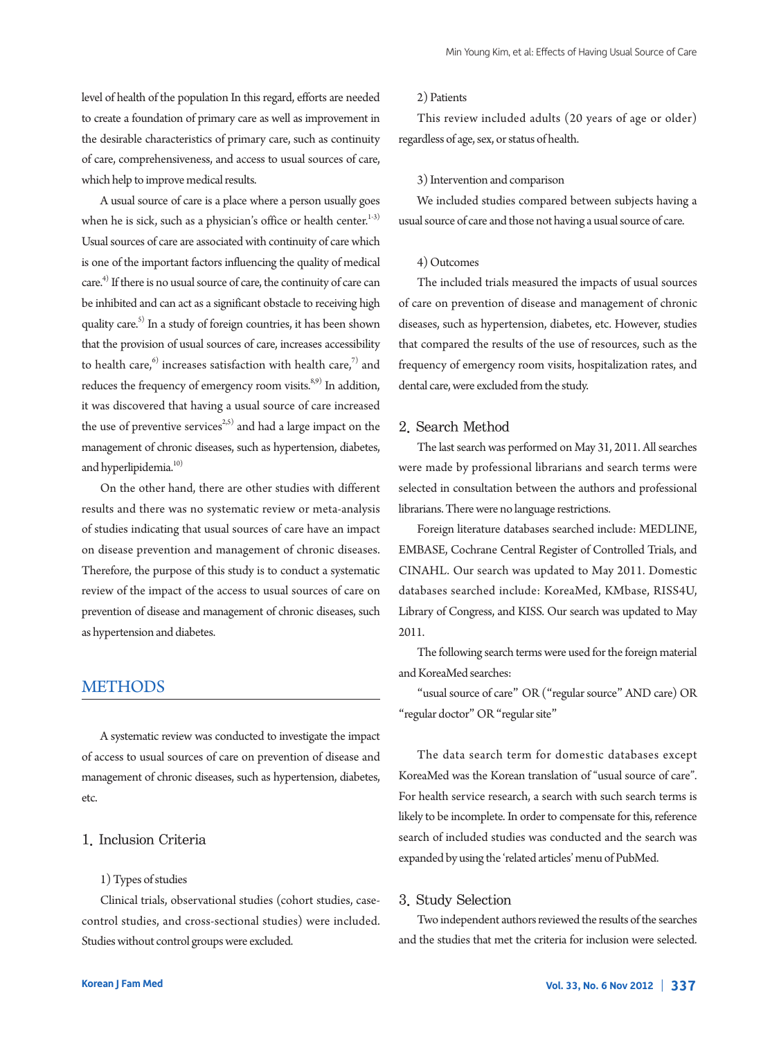level of health of the population In this regard, efforts are needed to create a foundation of primary care as well as improvement in the desirable characteristics of primary care, such as continuity of care, comprehensiveness, and access to usual sources of care, which help to improve medical results.

A usual source of care is a place where a person usually goes when he is sick, such as a physician's office or health center.[1-3] Usual sources of care are associated with continuity of care which is one of the important factors influencing the quality of medical care.[4] If there is no usual source of care, the continuity of care can be inhibited and can act as a significant obstacle to receiving high quality care.[5] In a study of foreign countries, it has been shown that the provision of usual sources of care, increases accessibility to health care,[6] increases satisfaction with health care,[7] and reduces the frequency of emergency room visits.[8,9] In addition, it was discovered that having a usual source of care increased the use of preventive services[2,5] and had a large impact on the management of chronic diseases, such as hypertension, diabetes, and hyperlipidemia.[10]

On the other hand, there are other studies with different results and there was no systematic review or meta-analysis of studies indicating that usual sources of care have an impact on disease prevention and management of chronic diseases. Therefore, the purpose of this study is to conduct a systematic review of the impact of the access to usual sources of care on prevention of disease and management of chronic diseases, such as hypertension and diabetes.

## METHODS

A systematic review was conducted to investigate the impact of access to usual sources of care on prevention of disease and management of chronic diseases, such as hypertension, diabetes, etc.

### 1. Inclusion Criteria

#### 1) Types of studies

Clinical trials, observational studies (cohort studies, case-control studies, and cross-sectional studies) were included. Studies without control groups were excluded.

#### 2) Patients

This review included adults (20 years of age or older) regardless of age, sex, or status of health.

#### 3) Intervention and comparison

We included studies compared between subjects having a usual source of care and those not having a usual source of care.

#### 4) Outcomes

The included trials measured the impacts of usual sources of care on prevention of disease and management of chronic diseases, such as hypertension, diabetes, etc. However, studies that compared the results of the use of resources, such as the frequency of emergency room visits, hospitalization rates, and dental care, were excluded from the study.

### 2. Search Method

The last search was performed on May 31, 2011. All searches were made by professional librarians and search terms were selected in consultation between the authors and professional librarians. There were no language restrictions.

Foreign literature databases searched include: MEDLINE, EMBASE, Cochrane Central Register of Controlled Trials, and CINAHL. Our search was updated to May 2011. Domestic databases searched include: KoreaMed, KMbase, RISS4U, Library of Congress, and KISS. Our search was updated to May 2011.

The following search terms were used for the foreign material and KoreaMed searches:

"usual source of care" OR ("regular source" AND care) OR "regular doctor" OR "regular site"

The data search term for domestic databases except KoreaMed was the Korean translation of "usual source of care". For health service research, a search with such search terms is likely to be incomplete. In order to compensate for this, reference search of included studies was conducted and the search was expanded by using the 'related articles' menu of PubMed.

### 3. Study Selection

Two independent authors reviewed the results of the searches and the studies that met the criteria for inclusion were selected.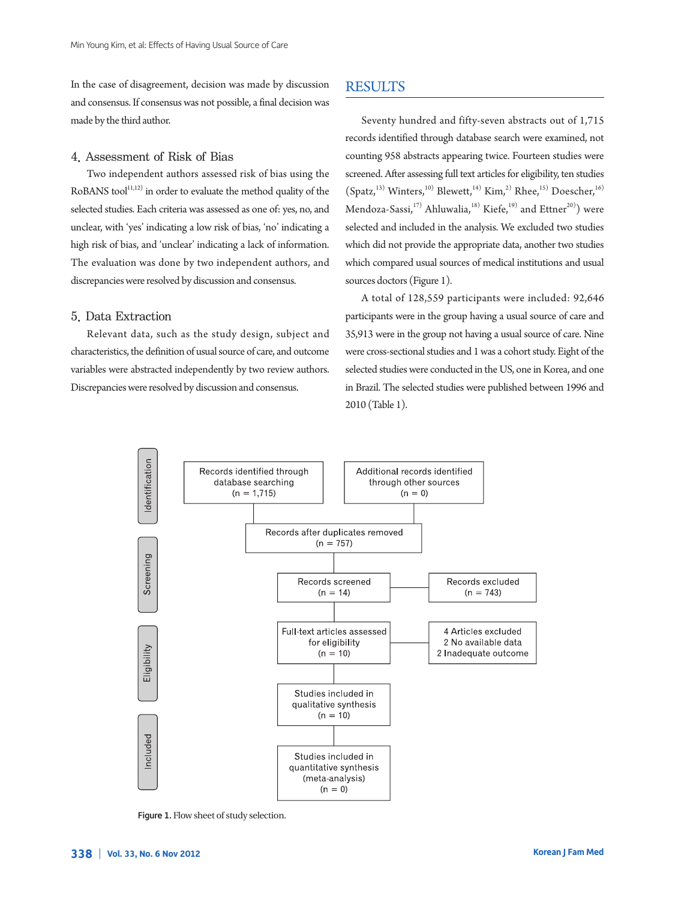In the case of disagreement, decision was made by discussion and consensus. If consensus was not possible, a final decision was made by the third author.

### 4. Assessment of Risk of Bias

Two independent authors assessed risk of bias using the RoBANS tool[11,12] in order to evaluate the method quality of the selected studies. Each criteria was assessed as one of: yes, no, and unclear, with 'yes' indicating a low risk of bias, 'no' indicating a high risk of bias, and 'unclear' indicating a lack of information. The evaluation was done by two independent authors, and discrepancies were resolved by discussion and consensus.

### 5. Data Extraction

Relevant data, such as the study design, subject and characteristics, the definition of usual source of care, and outcome variables were abstracted independently by two review authors. Discrepancies were resolved by discussion and consensus.

## RESULTS

Seventy hundred and fifty-seven abstracts out of 1,715 records identified through database search were examined, not counting 958 abstracts appearing twice. Fourteen studies were screened. After assessing full text articles for eligibility, ten studies (Spatz,[13] Winters,[10] Blewett,[14] Kim,[2] Rhee,[15] Doescher,[16] Mendoza-Sassi,[17] Ahluwalia,[18] Kiefe,[19] and Ettner[20]) were selected and included in the analysis. We excluded two studies which did not provide the appropriate data, another two studies which compared usual sources of medical institutions and usual sources doctors (Figure 1).

A total of 128,559 participants were included: 92,646 participants were in the group having a usual source of care and 35,913 were in the group not having a usual source of care. Nine were cross-sectional studies and 1 was a cohort study. Eight of the selected studies were conducted in the US, one in Korea, and one in Brazil. The selected studies were published between 1996 and 2010 (Table 1).

Identification

- Records identified through database searching (n = 1,715)
- Additional records identified through other sources (n = 0)

Records after duplicates removed (n = 757)

Screening

- Records screened (n = 14)
- Records excluded (n = 743)

Eligibility

- Full-text articles assessed for eligibility (n = 10)
- 4 Articles excluded: 2 No available data, 2 Inadequate outcome

Included

- Studies included in qualitative synthesis (n = 10)
- Studies included in quantitative synthesis (meta-analysis) (n = 0)

**Figure 1.** Flow sheet of study selection.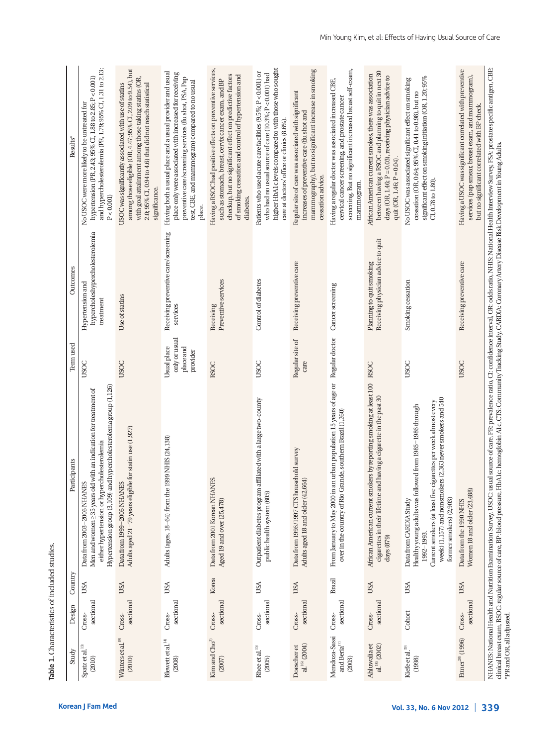**Table 1.** Characteristics of included studies.

| Study | Design | Country | Participants | Term used | Outcomes | Results* |
|---|---|---|---|---|---|---|
| Spatz et al.[13] (2010) | Cross-sectional | USA | Data from 2003–2006 NHANES<br>Men and women ≥35 years old with an indication for treatment of either hypertension or hypercholesterolemia<br>Hypertension group (3,109) and hypercholesterolemia group (1,126) | USOC | Hypertension and hypercholeshypercholesterolemia treatment | No USOC were more likely to be untreated for hypertension (PR, 2.43; 95% CI, 1.88 to 2.85; P < 0.001) and hypercholesterolemia (PR, 1.79; 95% CI, 1.31 to 2.13; P < 0.001) |
| Winters et al.[10] (2010) | Cross-sectional | USA | Data from 1999–2006 NHANES<br>Adults aged 21–79 years eligible for statin use (1,927) | USOC | Use of statins | USOC was significantly associated with use of statins among those eligible (OR, 4.47; 95% CI, 2.09 to 9.54), but with goal attainment among those taking statins (OR, 2.0; 95% CI, 0.94 to 4.6) that did not reach statistical significance. |
| Blewett et al.[14] (2008) | Cross-sectional | USA | Adults (ages, 18–64) from the 1999 NHIS (24,138) | Usual place only or usual place and provider | Receiving preventive care/screening services | Having both a usual place and a usual provider and usual place only were associated with increased for receiving preventive care/screening services (flu shot, Pap test, CBE, and mammogram) compared to no usual place. |
| Kim and Cho[2] (2007) | Cross-sectional | Korea | Data from 2001 Korean NHANES<br>Aged 19 and over (25,478) | RSOC | Receiving Preventive services | Having a RSOC had positive effects on preventive services, such as stomach, breast, cervix cancer exam, and BP checkup, but no significant effect on predictive factors of smoking cessation and control of hypertension and diabetes. |
| Rhee et al.[15] (2005) | Cross-sectional | USA | Outpatient diabetes program affiliated with a large two-county public health system (605) | USOC | Control of diabetes | Patients who used acute care facilities (9.5%; P < 0.001) or who had no usual source of care (10.3%; P < 0.001) had higher HbA1c levels compared to with those who sought care at doctors' office or clinics (8.6%). |
| Doescher et al.[16] (2004) | Cross-sectional | USA | Data from 1996/1997 CTS household survey<br>Adults aged 18 and older (42,664) | Regular site of care | Receiving preventive care | Regular site of care was associated with significant increases of preventive care (flu shot and mammography), but no significant increase in smoking cessation advice. |
| Mendoza-Sassi and Beria[17] (2003) | Cross-sectional | Brazil | From January to May 2000 in an urban population 15 years of age or over in the country of Rio Grande, southern Brazil (1,260) | Regular doctor | Cancer screening | Having a regular doctor was associated increased CBE, cervical cancer screening, and prostate cancer screening. But no significant increased breast self-exam, mammogram. |
| Ahluwalia et al.[18] (2002) | Cross-sectional | USA | African American current smokers by reporting smoking at least 100 cigarettes in their lifetime and having a cigarette in the past 30 days (879) | RSOC | Planning to quit smoking<br>Receiving physician advice to quit | African American current smokes, there was association between having a RSOC and planning to quit in next 30 days (OR, 1.46; P = 0.03), receiving physician advice to quit (OR, 1.46; P = 0.04). |
| Kiefe et al.[19] (1998) | Cohort | USA | Data from CARDIA Study<br>Healthy young adults was followed from 1985–1986 through 1992–1993.<br>Current smokers (at least five cigarettes per week almost every week) (1,157) and nonsmokers (2,363 never smokers and 540 former smokers) (2,903) | USOC | Smoking cessation | No USOC was associated significant effect on smoking cessation (OR, 0.64; 95% CI, 0.41 to 0.98), but no significant effect on smoking initiation (OR, 1.20; 95% CI, 0.78 to 1.80). |
| Ettner[20] (1996) | Cross-sectional | USA | Data from the 1990 NHIS<br>Women 18 and older (23,488) | USOC | Receiving preventive care | Having a USOC was significant correlated with preventive services (pap smear, breast exam, and mammogram), but no significant correlated with BP check. |

NHANES: National Health and Nutrition Examination Survey, USOC: usual source of care, PR: prevalence ratio, CI: confidence interval, OR: odds ratio, NHIS: National Health Interview Survey, PSA: prostate specific antigen, CBE: clinical breast exam, RSOC: regular source of care, BP: blood pressure, HbA1c: hemoglobin A1c, CTS: Community Tracking Study, CARDIA: Coronary Artery Disease Risk Development in Young Adults.
*PR and OR, all adjusted.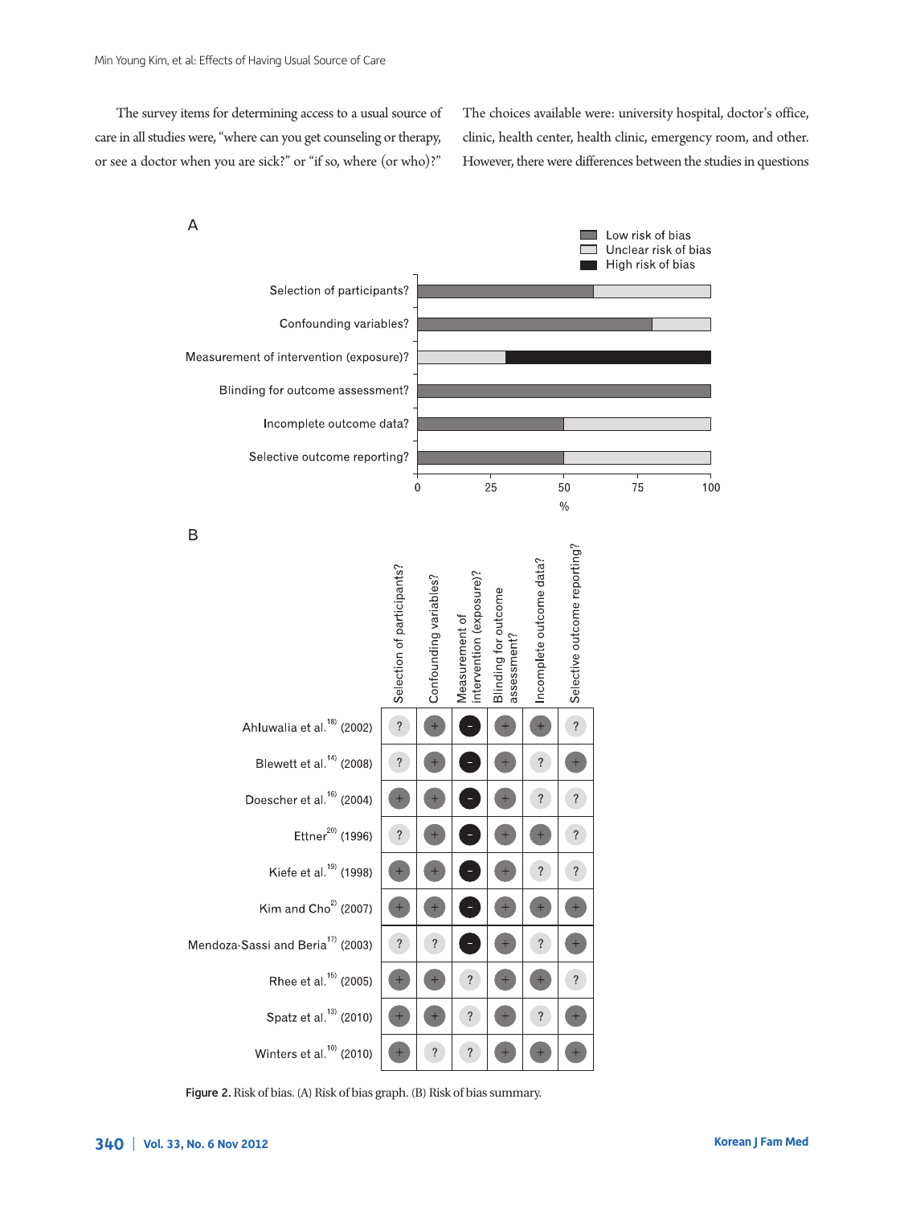The survey items for determining access to a usual source of care in all studies were, "where can you get counseling or therapy, or see a doctor when you are sick?" or "if so, where (or who)?" The choices available were: university hospital, doctor's office, clinic, health center, health clinic, emergency room, and other. However, there were differences between the studies in questions

A

| | Low risk of bias (%) | Unclear risk of bias (%) | High risk of bias (%) |
|---|---|---|---|
| Selection of participants? | 60 | 40 | 0 |
| Confounding variables? | 80 | 20 | 0 |
| Measurement of intervention (exposure)? | 0 | 30 | 70 |
| Blinding for outcome assessment? | 100 | 0 | 0 |
| Incomplete outcome data? | 50 | 50 | 0 |
| Selective outcome reporting? | 50 | 50 | 0 |

B

| | Selection of participants? | Confounding variables? | Measurement of intervention (exposure)? | Blinding for outcome assessment? | Incomplete outcome data? | Selective outcome reporting? |
|---|---|---|---|---|---|---|
| Ahluwalia et al.[18] (2002) | ? | + | − | + | + | ? |
| Blewett et al.[14] (2008) | ? | + | − | + | ? | + |
| Doescher et al.[16] (2004) | + | + | − | + | ? | ? |
| Ettner[20] (1996) | ? | + | − | + | + | ? |
| Kiefe et al.[19] (1998) | + | + | − | + | ? | ? |
| Kim and Cho[2] (2007) | + | + | − | + | + | + |
| Mendoza-Sassi and Beria[17] (2003) | ? | ? | − | + | ? | + |
| Rhee et al.[15] (2005) | + | + | ? | + | + | ? |
| Spatz et al.[13] (2010) | + | + | ? | + | ? | + |
| Winters et al.[10] (2010) | + | ? | ? | + | + | + |

**Figure 2.** Risk of bias. (A) Risk of bias graph. (B) Risk of bias summary.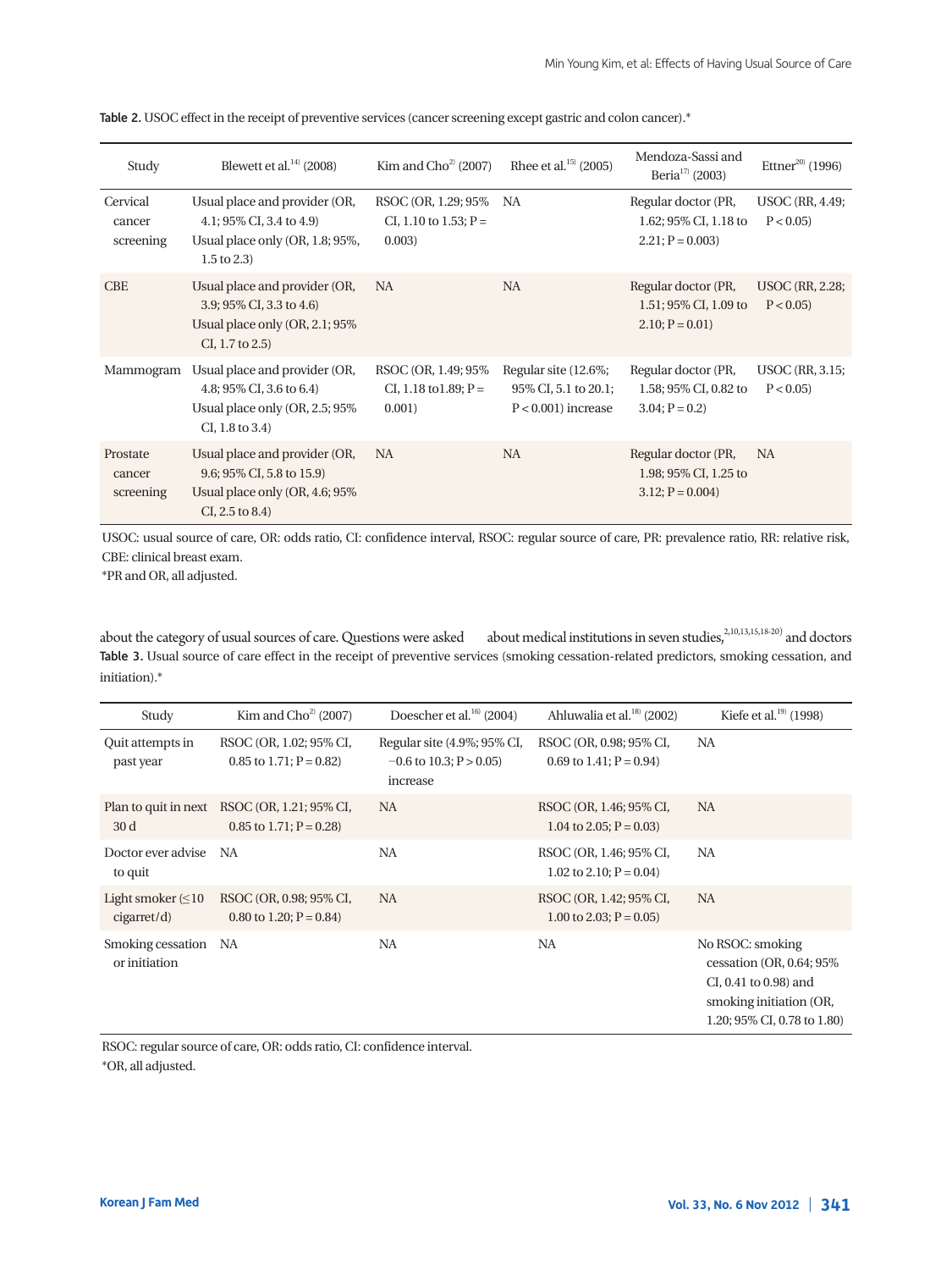**Table 2.** USOC effect in the receipt of preventive services (cancer screening except gastric and colon cancer).*

| Study | Blewett et al.[14] (2008) | Kim and Cho[2] (2007) | Rhee et al.[15] (2005) | Mendoza-Sassi and Beria[17] (2003) | Ettner[20] (1996) |
|---|---|---|---|---|---|
| Cervical cancer screening | Usual place and provider (OR, 4.1; 95% CI, 3.4 to 4.9)<br>Usual place only (OR, 1.8; 95%, 1.5 to 2.3) | RSOC (OR, 1.29; 95% CI, 1.10 to 1.53; P = 0.003) | NA | Regular doctor (PR, 1.62; 95% CI, 1.18 to 2.21; P = 0.003) | USOC (RR, 4.49; P < 0.05) |
| CBE | Usual place and provider (OR, 3.9; 95% CI, 3.3 to 4.6)<br>Usual place only (OR, 2.1; 95% CI, 1.7 to 2.5) | NA | NA | Regular doctor (PR, 1.51; 95% CI, 1.09 to 2.10; P = 0.01) | USOC (RR, 2.28; P < 0.05) |
| Mammogram | Usual place and provider (OR, 4.8; 95% CI, 3.6 to 6.4)<br>Usual place only (OR, 2.5; 95% CI, 1.8 to 3.4) | RSOC (OR, 1.49; 95% CI, 1.18 to1.89; P = 0.001) | Regular site (12.6%; 95% CI, 5.1 to 20.1; P < 0.001) increase | Regular doctor (PR, 1.58; 95% CI, 0.82 to 3.04; P = 0.2) | USOC (RR, 3.15; P < 0.05) |
| Prostate cancer screening | Usual place and provider (OR, 9.6; 95% CI, 5.8 to 15.9)<br>Usual place only (OR, 4.6; 95% CI, 2.5 to 8.4) | NA | NA | Regular doctor (PR, 1.98; 95% CI, 1.25 to 3.12; P = 0.004) | NA |

USOC: usual source of care, OR: odds ratio, CI: confidence interval, RSOC: regular source of care, PR: prevalence ratio, RR: relative risk, CBE: clinical breast exam.
*PR and OR, all adjusted.

about the category of usual sources of care. Questions were asked about medical institutions in seven studies,[2,10,13,15,18-20] and doctors

**Table 3.** Usual source of care effect in the receipt of preventive services (smoking cessation-related predictors, smoking cessation, and initiation).*

| Study | Kim and Cho[2] (2007) | Doescher et al.[16] (2004) | Ahluwalia et al.[18] (2002) | Kiefe et al.[19] (1998) |
|---|---|---|---|---|
| Quit attempts in past year | RSOC (OR, 1.02; 95% CI, 0.85 to 1.71; P = 0.82) | Regular site (4.9%; 95% CI, −0.6 to 10.3; P > 0.05) increase | RSOC (OR, 0.98; 95% CI, 0.69 to 1.41; P = 0.94) | NA |
| Plan to quit in next 30 d | RSOC (OR, 1.21; 95% CI, 0.85 to 1.71; P = 0.28) | NA | RSOC (OR, 1.46; 95% CI, 1.04 to 2.05; P = 0.03) | NA |
| Doctor ever advise to quit | NA | NA | RSOC (OR, 1.46; 95% CI, 1.02 to 2.10; P = 0.04) | NA |
| Light smoker (≤10 cigarret/d) | RSOC (OR, 0.98; 95% CI, 0.80 to 1.20; P = 0.84) | NA | RSOC (OR, 1.42; 95% CI, 1.00 to 2.03; P = 0.05) | NA |
| Smoking cessation or initiation | NA | NA | NA | No RSOC: smoking cessation (OR, 0.64; 95% CI, 0.41 to 0.98) and smoking initiation (OR, 1.20; 95% CI, 0.78 to 1.80) |

RSOC: regular source of care, OR: odds ratio, CI: confidence interval.
*OR, all adjusted.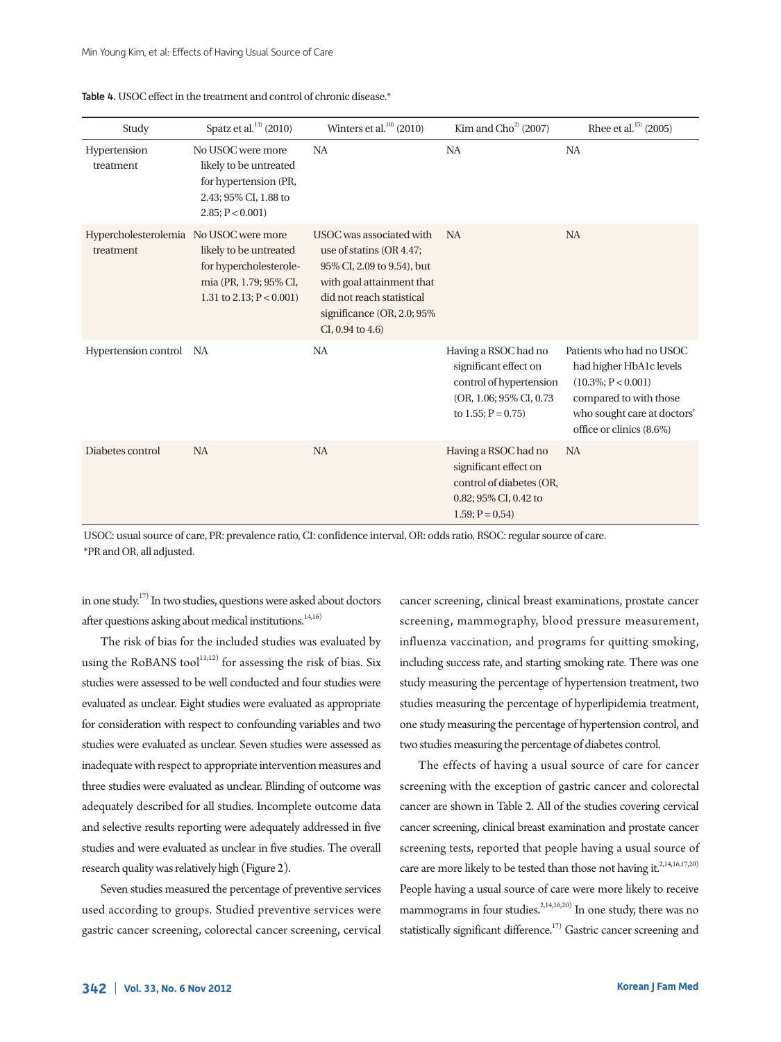**Table 4.** USOC effect in the treatment and control of chronic disease.*

| Study | Spatz et al.[13] (2010) | Winters et al.[10] (2010) | Kim and Cho[2] (2007) | Rhee et al.[15] (2005) |
|---|---|---|---|---|
| Hypertension treatment | No USOC were more likely to be untreated for hypertension (PR, 2.43; 95% CI, 1.88 to 2.85; P < 0.001) | NA | NA | NA |
| Hypercholesterolemia treatment | No USOC were more likely to be untreated for hypercholesterolemia (PR, 1.79; 95% CI, 1.31 to 2.13; P < 0.001) | USOC was associated with use of statins (OR 4.47; 95% CI, 2.09 to 9.54), but with goal attainment that did not reach statistical significance (OR, 2.0; 95% CI, 0.94 to 4.6) | NA | NA |
| Hypertension control | NA | NA | Having a RSOC had no significant effect on control of hypertension (OR, 1.06; 95% CI, 0.73 to 1.55; P = 0.75) | Patients who had no USOC had higher HbA1c levels (10.3%; P < 0.001) compared to with those who sought care at doctors' office or clinics (8.6%) |
| Diabetes control | NA | NA | Having a RSOC had no significant effect on control of diabetes (OR, 0.82; 95% CI, 0.42 to 1.59; P = 0.54) | NA |

USOC: usual source of care, PR: prevalence ratio, CI: confidence interval, OR: odds ratio, RSOC: regular source of care.
*PR and OR, all adjusted.

in one study.[17] In two studies, questions were asked about doctors after questions asking about medical institutions.[14,16]

The risk of bias for the included studies was evaluated by using the RoBANS tool[11,12] for assessing the risk of bias. Six studies were assessed to be well conducted and four studies were evaluated as unclear. Eight studies were evaluated as appropriate for consideration with respect to confounding variables and two studies were evaluated as unclear. Seven studies were assessed as inadequate with respect to appropriate intervention measures and three studies were evaluated as unclear. Blinding of outcome was adequately described for all studies. Incomplete outcome data and selective results reporting were adequately addressed in five studies and were evaluated as unclear in five studies. The overall research quality was relatively high (Figure 2).

Seven studies measured the percentage of preventive services used according to groups. Studied preventive services were gastric cancer screening, colorectal cancer screening, cervical cancer screening, clinical breast examinations, prostate cancer screening, mammography, blood pressure measurement, influenza vaccination, and programs for quitting smoking, including success rate, and starting smoking rate. There was one study measuring the percentage of hypertension treatment, two studies measuring the percentage of hyperlipidemia treatment, one study measuring the percentage of hypertension control, and two studies measuring the percentage of diabetes control.

The effects of having a usual source of care for cancer screening with the exception of gastric cancer and colorectal cancer are shown in Table 2. All of the studies covering cervical cancer screening, clinical breast examination and prostate cancer screening tests, reported that people having a usual source of care are more likely to be tested than those not having it.[2,14,16,17,20] People having a usual source of care were more likely to receive mammograms in four studies.[2,14,16,20] In one study, there was no statistically significant difference.[17] Gastric cancer screening and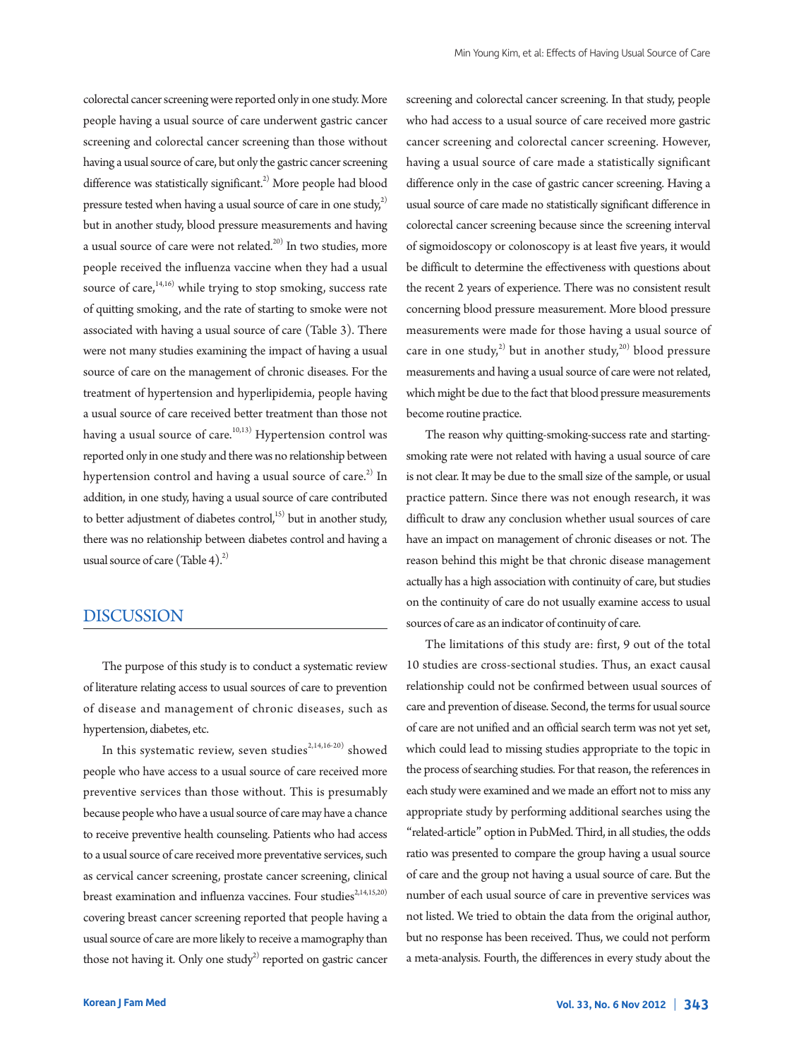colorectal cancer screening were reported only in one study. More people having a usual source of care underwent gastric cancer screening and colorectal cancer screening than those without having a usual source of care, but only the gastric cancer screening difference was statistically significant.[2] More people had blood pressure tested when having a usual source of care in one study,[2] but in another study, blood pressure measurements and having a usual source of care were not related.[20] In two studies, more people received the influenza vaccine when they had a usual source of care,[14,16] while trying to stop smoking, success rate of quitting smoking, and the rate of starting to smoke were not associated with having a usual source of care (Table 3). There were not many studies examining the impact of having a usual source of care on the management of chronic diseases. For the treatment of hypertension and hyperlipidemia, people having a usual source of care received better treatment than those not having a usual source of care.[10,13] Hypertension control was reported only in one study and there was no relationship between hypertension control and having a usual source of care.[2] In addition, in one study, having a usual source of care contributed to better adjustment of diabetes control,[15] but in another study, there was no relationship between diabetes control and having a usual source of care (Table 4).[2]

## DISCUSSION

The purpose of this study is to conduct a systematic review of literature relating access to usual sources of care to prevention of disease and management of chronic diseases, such as hypertension, diabetes, etc.

In this systematic review, seven studies[2,14,16-20] showed people who have access to a usual source of care received more preventive services than those without. This is presumably because people who have a usual source of care may have a chance to receive preventive health counseling. Patients who had access to a usual source of care received more preventative services, such as cervical cancer screening, prostate cancer screening, clinical breast examination and influenza vaccines. Four studies[2,14,15,20] covering breast cancer screening reported that people having a usual source of care are more likely to receive a mammography than those not having it. Only one study[2] reported on gastric cancer screening and colorectal cancer screening. In that study, people who had access to a usual source of care received more gastric cancer screening and colorectal cancer screening. However, having a usual source of care made a statistically significant difference only in the case of gastric cancer screening. Having a usual source of care made no statistically significant difference in colorectal cancer screening because since the screening interval of sigmoidoscopy or colonoscopy is at least five years, it would be difficult to determine the effectiveness with questions about the recent 2 years of experience. There was no consistent result concerning blood pressure measurement. More blood pressure measurements were made for those having a usual source of care in one study,[2] but in another study,[20] blood pressure measurements and having a usual source of care were not related, which might be due to the fact that blood pressure measurements become routine practice.

The reason why quitting-smoking-success rate and starting-smoking rate were not related with having a usual source of care is not clear. It may be due to the small size of the sample, or usual practice pattern. Since there was not enough research, it was difficult to draw any conclusion whether usual sources of care have an impact on management of chronic diseases or not. The reason behind this might be that chronic disease management actually has a high association with continuity of care, but studies on the continuity of care do not usually examine access to usual sources of care as an indicator of continuity of care.

The limitations of this study are: first, 9 out of the total 10 studies are cross-sectional studies. Thus, an exact causal relationship could not be confirmed between usual sources of care and prevention of disease. Second, the terms for usual source of care are not unified and an official search term was not yet set, which could lead to missing studies appropriate to the topic in the process of searching studies. For that reason, the references in each study were examined and we made an effort not to miss any appropriate study by performing additional searches using the "related-article" option in PubMed. Third, in all studies, the odds ratio was presented to compare the group having a usual source of care and the group not having a usual source of care. But the number of each usual source of care in preventive services was not listed. We tried to obtain the data from the original author, but no response has been received. Thus, we could not perform a meta-analysis. Fourth, the differences in every study about the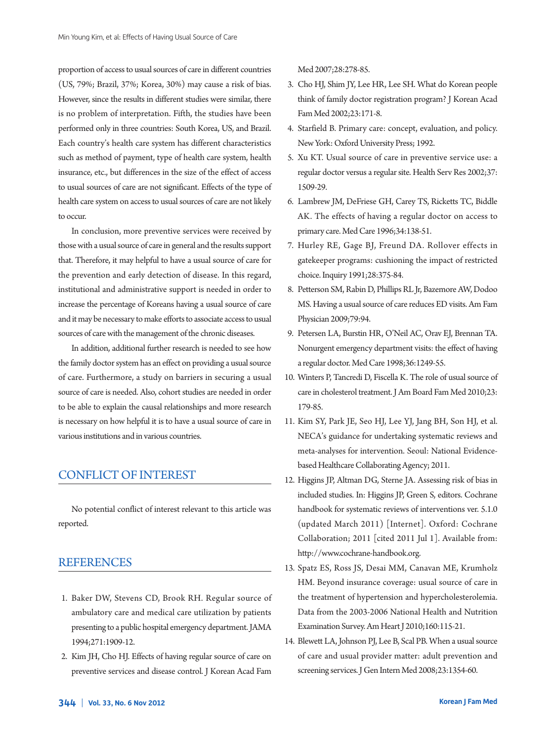proportion of access to usual sources of care in different countries (US, 79%; Brazil, 37%; Korea, 30%) may cause a risk of bias. However, since the results in different studies were similar, there is no problem of interpretation. Fifth, the studies have been performed only in three countries: South Korea, US, and Brazil. Each country's health care system has different characteristics such as method of payment, type of health care system, health insurance, etc., but differences in the size of the effect of access to usual sources of care are not significant. Effects of the type of health care system on access to usual sources of care are not likely to occur.

In conclusion, more preventive services were received by those with a usual source of care in general and the results support that. Therefore, it may helpful to have a usual source of care for the prevention and early detection of disease. In this regard, institutional and administrative support is needed in order to increase the percentage of Koreans having a usual source of care and it may be necessary to make efforts to associate access to usual sources of care with the management of the chronic diseases.

In addition, additional further research is needed to see how the family doctor system has an effect on providing a usual source of care. Furthermore, a study on barriers in securing a usual source of care is needed. Also, cohort studies are needed in order to be able to explain the causal relationships and more research is necessary on how helpful it is to have a usual source of care in various institutions and in various countries.

## CONFLICT OF INTEREST

No potential conflict of interest relevant to this article was reported.

## REFERENCES

1. Baker DW, Stevens CD, Brook RH. Regular source of ambulatory care and medical care utilization by patients presenting to a public hospital emergency department. JAMA 1994;271:1909-12.
2. Kim JH, Cho HJ. Effects of having regular source of care on preventive services and disease control. J Korean Acad Fam Med 2007;28:278-85.
3. Cho HJ, Shim JY, Lee HR, Lee SH. What do Korean people think of family doctor registration program? J Korean Acad Fam Med 2002;23:171-8.
4. Starfield B. Primary care: concept, evaluation, and policy. New York: Oxford University Press; 1992.
5. Xu KT. Usual source of care in preventive service use: a regular doctor versus a regular site. Health Serv Res 2002;37:1509-29.
6. Lambrew JM, DeFriese GH, Carey TS, Ricketts TC, Biddle AK. The effects of having a regular doctor on access to primary care. Med Care 1996;34:138-51.
7. Hurley RE, Gage BJ, Freund DA. Rollover effects in gatekeeper programs: cushioning the impact of restricted choice. Inquiry 1991;28:375-84.
8. Petterson SM, Rabin D, Phillips RL Jr, Bazemore AW, Dodoo MS. Having a usual source of care reduces ED visits. Am Fam Physician 2009;79:94.
9. Petersen LA, Burstin HR, O'Neil AC, Orav EJ, Brennan TA. Nonurgent emergency department visits: the effect of having a regular doctor. Med Care 1998;36:1249-55.
10. Winters P, Tancredi D, Fiscella K. The role of usual source of care in cholesterol treatment. J Am Board Fam Med 2010;23:179-85.
11. Kim SY, Park JE, Seo HJ, Lee YJ, Jang BH, Son HJ, et al. NECA's guidance for undertaking systematic reviews and meta-analyses for intervention. Seoul: National Evidence-based Healthcare Collaborating Agency; 2011.
12. Higgins JP, Altman DG, Sterne JA. Assessing risk of bias in included studies. In: Higgins JP, Green S, editors. Cochrane handbook for systematic reviews of interventions ver. 5.1.0 (updated March 2011) [Internet]. Oxford: Cochrane Collaboration; 2011 [cited 2011 Jul 1]. Available from: http://www.cochrane-handbook.org.
13. Spatz ES, Ross JS, Desai MM, Canavan ME, Krumholz HM. Beyond insurance coverage: usual source of care in the treatment of hypertension and hypercholesterolemia. Data from the 2003-2006 National Health and Nutrition Examination Survey. Am Heart J 2010;160:115-21.
14. Blewett LA, Johnson PJ, Lee B, Scal PB. When a usual source of care and usual provider matter: adult prevention and screening services. J Gen Intern Med 2008;23:1354-60.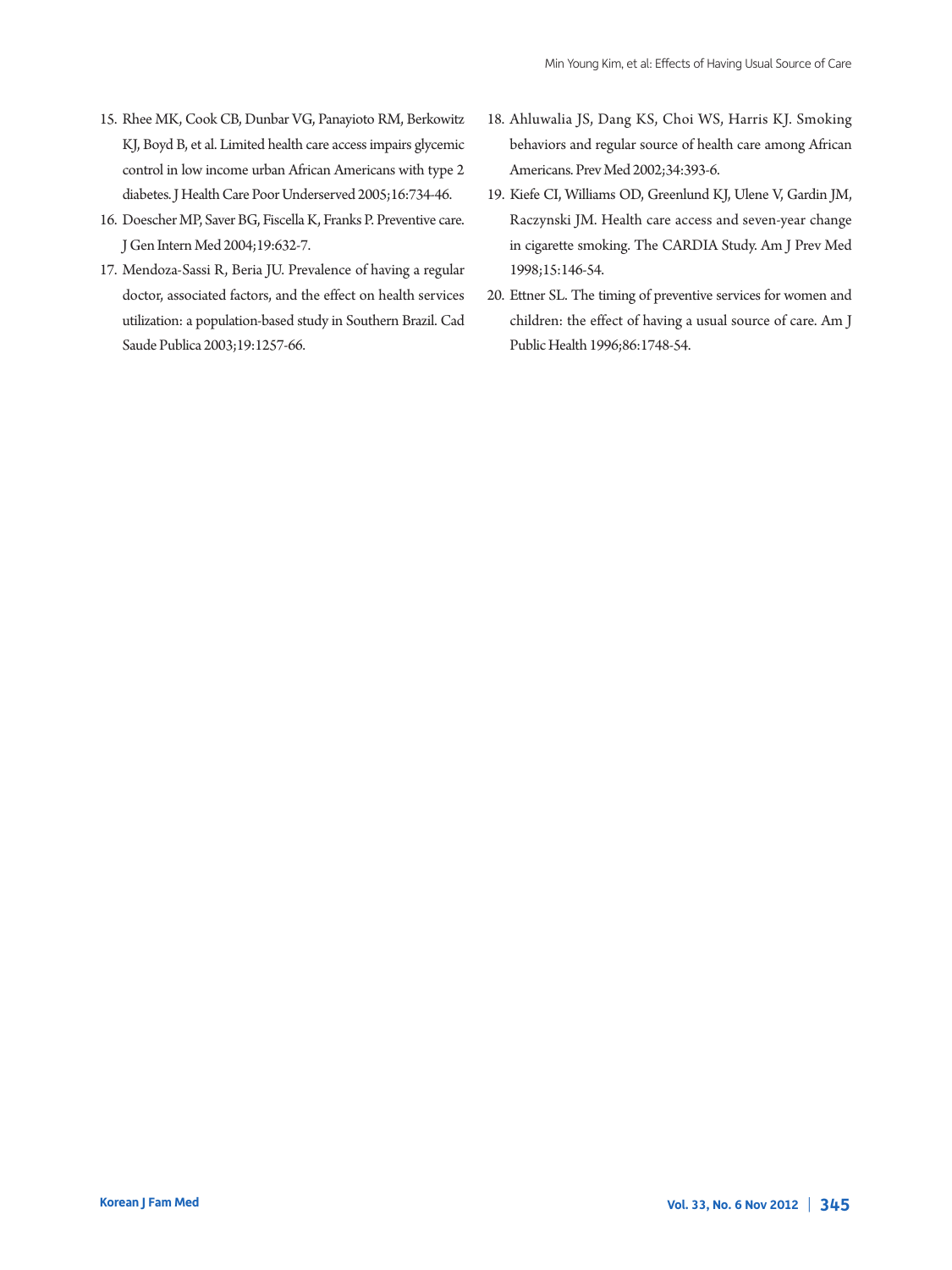15. Rhee MK, Cook CB, Dunbar VG, Panayioto RM, Berkowitz KJ, Boyd B, et al. Limited health care access impairs glycemic control in low income urban African Americans with type 2 diabetes. J Health Care Poor Underserved 2005;16:734-46.
16. Doescher MP, Saver BG, Fiscella K, Franks P. Preventive care. J Gen Intern Med 2004;19:632-7.
17. Mendoza-Sassi R, Beria JU. Prevalence of having a regular doctor, associated factors, and the effect on health services utilization: a population-based study in Southern Brazil. Cad Saude Publica 2003;19:1257-66.
18. Ahluwalia JS, Dang KS, Choi WS, Harris KJ. Smoking behaviors and regular source of health care among African Americans. Prev Med 2002;34:393-6.
19. Kiefe CI, Williams OD, Greenlund KJ, Ulene V, Gardin JM, Raczynski JM. Health care access and seven-year change in cigarette smoking. The CARDIA Study. Am J Prev Med 1998;15:146-54.
20. Ettner SL. The timing of preventive services for women and children: the effect of having a usual source of care. Am J Public Health 1996;86:1748-54.